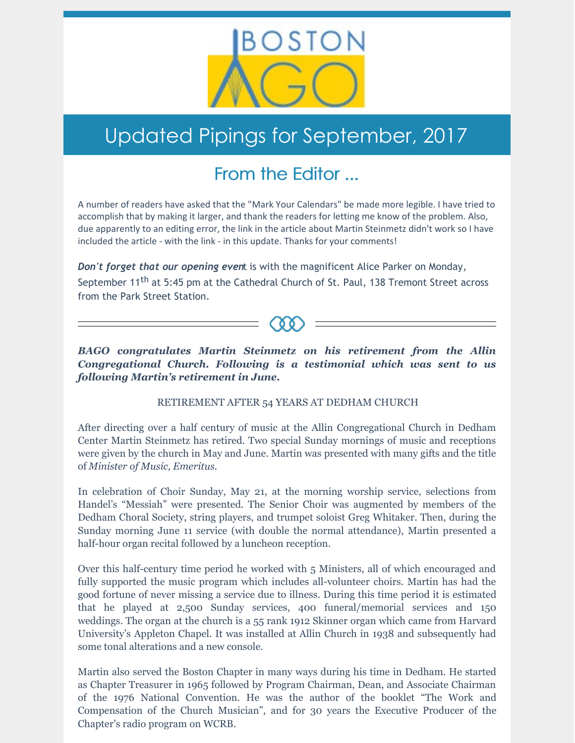# Updated Pipings for September, 2017

## From the Editor ...

A number of readers have asked that the "Mark Your Calendars" be made more legible. I have tried to accomplish that by making it larger, and thank the readers for letting me know of the problem. Also, due apparently to an editing error, the link in the article about Martin Steinmetz didn't work so I have included the article - with the link - in this update. Thanks for your comments!

***Don't forget that our opening even***t is with the magnificent Alice Parker on Monday, September 11th at 5:45 pm at the Cathedral Church of St. Paul, 138 Tremont Street across from the Park Street Station.

***BAGO congratulates Martin Steinmetz on his retirement from the Allin Congregational Church. Following is a testimonial which was sent to us following Martin's retirement in June.***

RETIREMENT AFTER 54 YEARS AT DEDHAM CHURCH

After directing over a half century of music at the Allin Congregational Church in Dedham Center Martin Steinmetz has retired. Two special Sunday mornings of music and receptions were given by the church in May and June. Martin was presented with many gifts and the title of *Minister of Music, Emeritus.*

In celebration of Choir Sunday, May 21, at the morning worship service, selections from Handel's "Messiah" were presented. The Senior Choir was augmented by members of the Dedham Choral Society, string players, and trumpet soloist Greg Whitaker. Then, during the Sunday morning June 11 service (with double the normal attendance), Martin presented a half-hour organ recital followed by a luncheon reception.

Over this half-century time period he worked with 5 Ministers, all of which encouraged and fully supported the music program which includes all-volunteer choirs. Martin has had the good fortune of never missing a service due to illness. During this time period it is estimated that he played at 2,500 Sunday services, 400 funeral/memorial services and 150 weddings. The organ at the church is a 55 rank 1912 Skinner organ which came from Harvard University's Appleton Chapel. It was installed at Allin Church in 1938 and subsequently had some tonal alterations and a new console.

Martin also served the Boston Chapter in many ways during his time in Dedham. He started as Chapter Treasurer in 1965 followed by Program Chairman, Dean, and Associate Chairman of the 1976 National Convention. He was the author of the booklet "The Work and Compensation of the Church Musician", and for 30 years the Executive Producer of the Chapter's radio program on WCRB.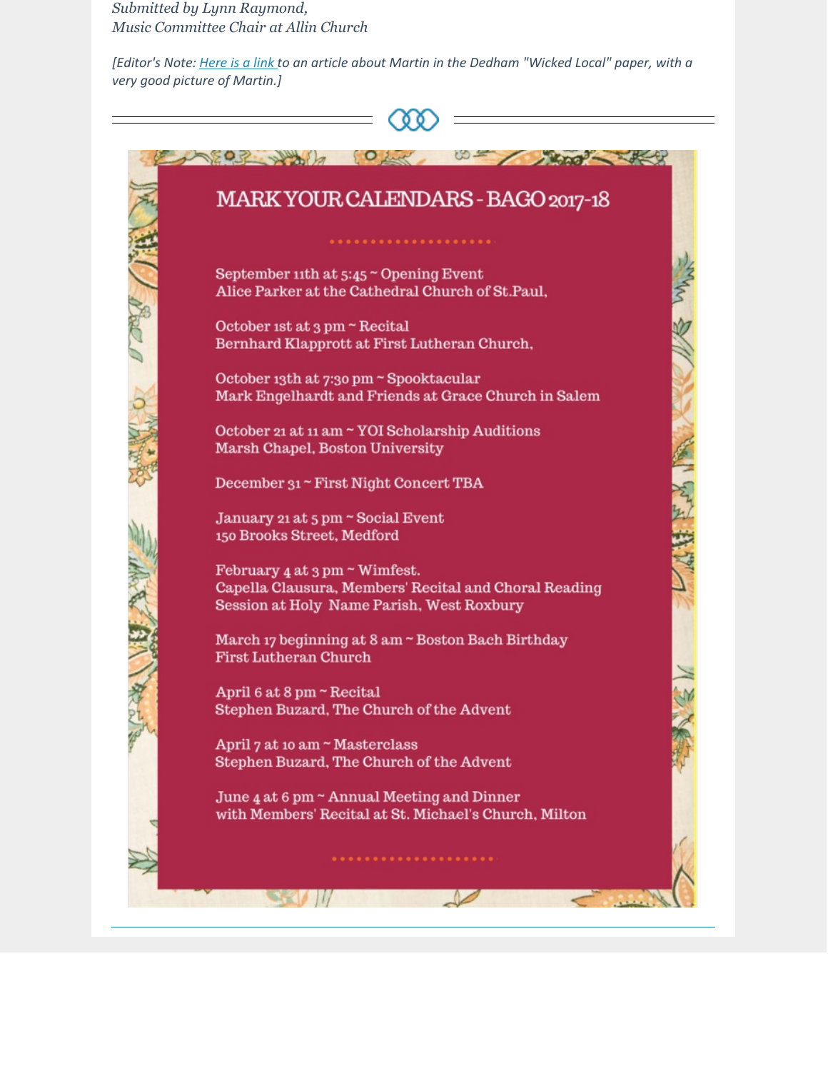*Submitted by Lynn Raymond,*
*Music Committee Chair at Allin Church*

*[Editor's Note: Here is a link to an article about Martin in the Dedham "Wicked Local" paper, with a very good picture of Martin.]*

## MARK YOUR CALENDARS - BAGO 2017-18

September 11th at 5:45 ~ Opening Event
Alice Parker at the Cathedral Church of St.Paul,

October 1st at 3 pm ~ Recital
Bernhard Klapprott at First Lutheran Church,

October 13th at 7:30 pm ~ Spooktacular
Mark Engelhardt and Friends at Grace Church in Salem

October 21 at 11 am ~ YOI Scholarship Auditions
Marsh Chapel, Boston University

December 31 ~ First Night Concert TBA

January 21 at 5 pm ~ Social Event
150 Brooks Street, Medford

February 4 at 3 pm ~ Wimfest.
Capella Clausura, Members' Recital and Choral Reading Session at Holy Name Parish, West Roxbury

March 17 beginning at 8 am ~ Boston Bach Birthday
First Lutheran Church

April 6 at 8 pm ~ Recital
Stephen Buzard, The Church of the Advent

April 7 at 10 am ~ Masterclass
Stephen Buzard, The Church of the Advent

June 4 at 6 pm ~ Annual Meeting and Dinner
with Members' Recital at St. Michael's Church, Milton